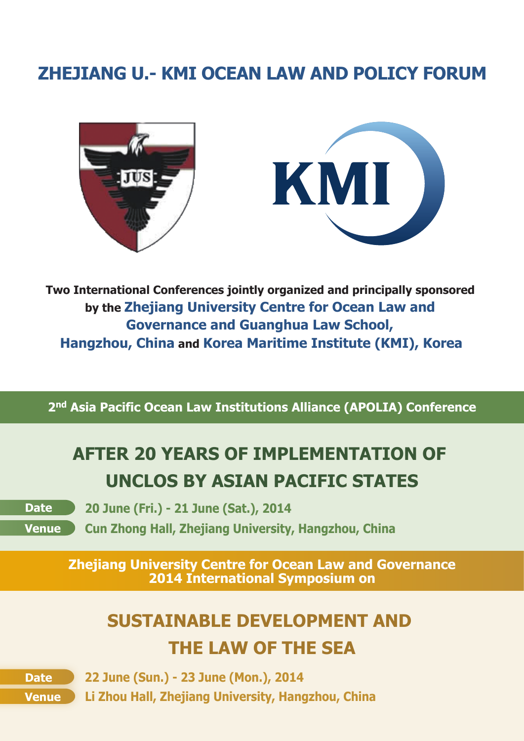# ZHEJIANG U.- KMI OCEAN LAW AND POLICY FORUM

**Two International Conferences jointly organized and principally sponsored by the Zhejiang University Centre for Ocean Law and Governance and Guanghua Law School, Hangzhou, China and Korea Maritime Institute (KMI), Korea**

**2nd Asia Pacific Ocean Law Institutions Alliance (APOLIA) Conference**

## AFTER 20 YEARS OF IMPLEMENTATION OF UNCLOS BY ASIAN PACIFIC STATES

**Date** 20 June (Fri.) - 21 June (Sat.), 2014

**Venue** Cun Zhong Hall, Zhejiang University, Hangzhou, China

**Zhejiang University Centre for Ocean Law and Governance 2014 International Symposium on**

## SUSTAINABLE DEVELOPMENT AND THE LAW OF THE SEA

**Date** 22 June (Sun.) - 23 June (Mon.), 2014

**Venue** Li Zhou Hall, Zhejiang University, Hangzhou, China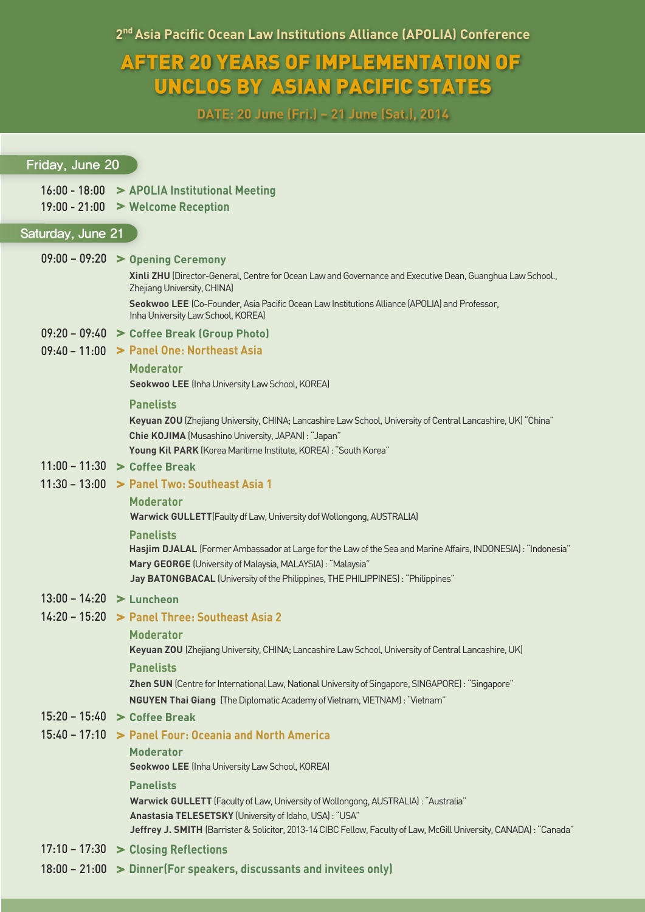2[nd] Asia Pacific Ocean Law Institutions Alliance (APOLIA) Conference

# AFTER 20 YEARS OF IMPLEMENTATION OF UNCLOS BY ASIAN PACIFIC STATES

**DATE: 20 June (Fri.) – 21 June (Sat.), 2014**

## Friday, June 20

16:00 - 18:00 > **APOLIA Institutional Meeting**

19:00 - 21:00 > **Welcome Reception**

## Saturday, June 21

09:00 – 09:20 > **Opening Ceremony**

**Xinli ZHU** (Director-General, Centre for Ocean Law and Governance and Executive Dean, Guanghua Law School., Zhejiang University, CHINA)

**Seokwoo LEE** (Co-Founder, Asia Pacific Ocean Law Institutions Alliance (APOLIA) and Professor, Inha University Law School, KOREA)

09:20 – 09:40 > **Coffee Break (Group Photo)**

09:40 – 11:00 > **Panel One: Northeast Asia**

**Moderator**

**Seokwoo LEE** (Inha University Law School, KOREA)

**Panelists**

**Keyuan ZOU** (Zhejiang University, CHINA; Lancashire Law School, University of Central Lancashire, UK) "China"

**Chie KOJIMA** (Musashino University, JAPAN) : "Japan"

**Young Kil PARK** (Korea Maritime Institute, KOREA) : "South Korea"

11:00 – 11:30 > **Coffee Break**

11:30 – 13:00 > **Panel Two: Southeast Asia 1**

**Moderator**

**Warwick GULLETT**(Faulty df Law, University dof Wollongong, AUSTRALIA)

**Panelists**

**Hasjim DJALAL** (Former Ambassador at Large for the Law of the Sea and Marine Affairs, INDONESIA) : "Indonesia"

**Mary GEORGE** (University of Malaysia, MALAYSIA) : "Malaysia"

**Jay BATONGBACAL** (University of the Philippines, THE PHILIPPINES) : "Philippines"

13:00 – 14:20 > **Luncheon**

14:20 – 15:20 > **Panel Three: Southeast Asia 2**

**Moderator**

**Keyuan ZOU** (Zhejiang University, CHINA; Lancashire Law School, University of Central Lancashire, UK)

**Panelists**

**Zhen SUN** (Centre for International Law, National University of Singapore, SINGAPORE) : "Singapore"

**NGUYEN Thai Giang** (The Diplomatic Academy of Vietnam, VIETNAM) : "Vietnam"

15:20 – 15:40 > **Coffee Break**

15:40 – 17:10 > **Panel Four: Oceania and North America**

**Moderator**

**Seokwoo LEE** (Inha University Law School, KOREA)

**Panelists**

**Warwick GULLETT** (Faculty of Law, University of Wollongong, AUSTRALIA) : "Australia"

**Anastasia TELESETSKY** (University of Idaho, USA) : "USA"

**Jeffrey J. SMITH** (Barrister & Solicitor, 2013-14 CIBC Fellow, Faculty of Law, McGill University, CANADA) : "Canada"

17:10 – 17:30 > **Closing Reflections**

18:00 – 21:00 > **Dinner(For speakers, discussants and invitees only)**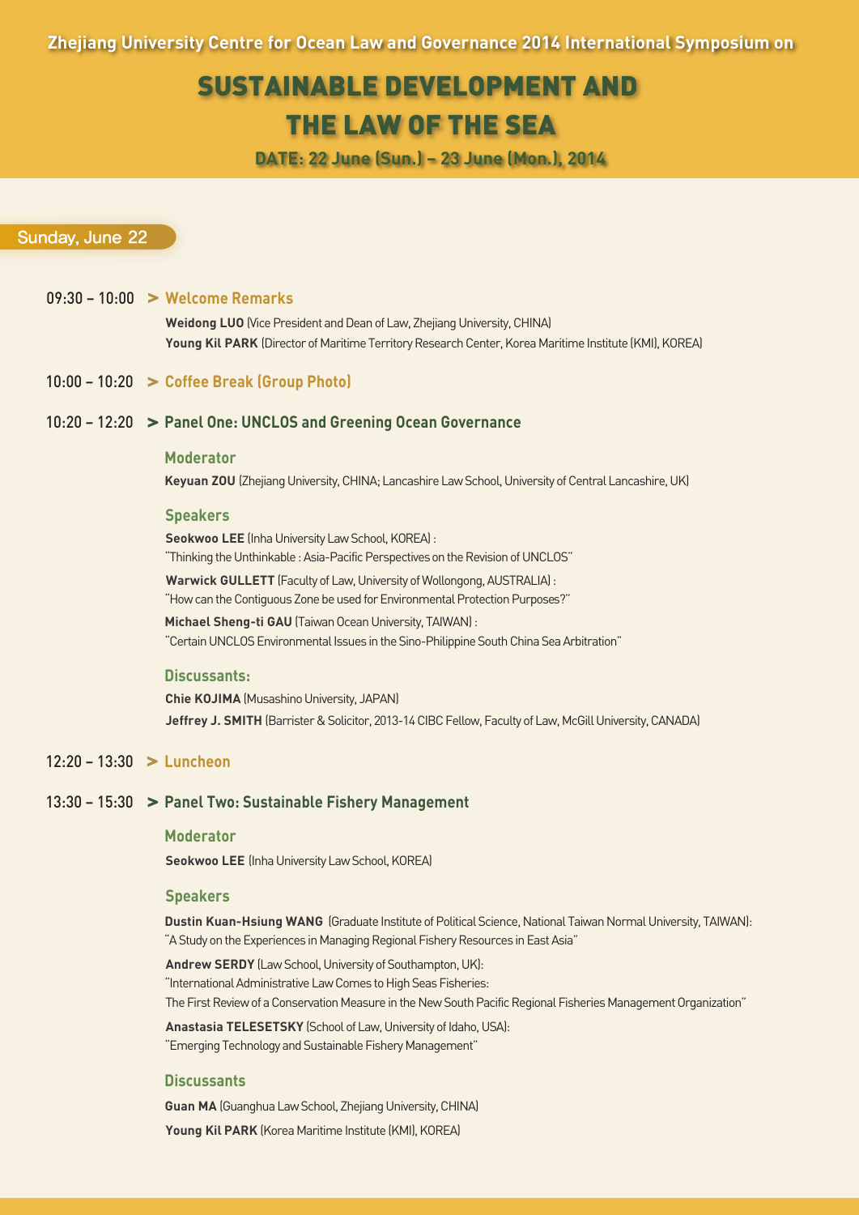Zhejiang University Centre for Ocean Law and Governance 2014 International Symposium on

# SUSTAINABLE DEVELOPMENT AND THE LAW OF THE SEA

**DATE: 22 June (Sun.) – 23 June (Mon.), 2014**

## Sunday, June 22

### 09:30 – 10:00 > Welcome Remarks

**Weidong LUO** (Vice President and Dean of Law, Zhejiang University, CHINA)
**Young Kil PARK** (Director of Maritime Territory Research Center, Korea Maritime Institute (KMI), KOREA)

### 10:00 – 10:20 > Coffee Break (Group Photo)

### 10:20 – 12:20 > Panel One: UNCLOS and Greening Ocean Governance

**Moderator**

**Keyuan ZOU** (Zhejiang University, CHINA; Lancashire Law School, University of Central Lancashire, UK)

**Speakers**

**Seokwoo LEE** (Inha University Law School, KOREA) :
"Thinking the Unthinkable : Asia-Pacific Perspectives on the Revision of UNCLOS"

**Warwick GULLETT** (Faculty of Law, University of Wollongong, AUSTRALIA) :
"How can the Contiguous Zone be used for Environmental Protection Purposes?"

**Michael Sheng-ti GAU** (Taiwan Ocean University, TAIWAN) :
"Certain UNCLOS Environmental Issues in the Sino-Philippine South China Sea Arbitration"

**Discussants:**

**Chie KOJIMA** (Musashino University, JAPAN)
**Jeffrey J. SMITH** (Barrister & Solicitor, 2013-14 CIBC Fellow, Faculty of Law, McGill University, CANADA)

### 12:20 – 13:30 > Luncheon

### 13:30 – 15:30 > Panel Two: Sustainable Fishery Management

**Moderator**

**Seokwoo LEE** (Inha University Law School, KOREA)

**Speakers**

**Dustin Kuan-Hsiung WANG** (Graduate Institute of Political Science, National Taiwan Normal University, TAIWAN):
"A Study on the Experiences in Managing Regional Fishery Resources in East Asia"

**Andrew SERDY** (Law School, University of Southampton, UK):
"International Administrative Law Comes to High Seas Fisheries:
The First Review of a Conservation Measure in the New South Pacific Regional Fisheries Management Organization"

**Anastasia TELESETSKY** (School of Law, University of Idaho, USA):
"Emerging Technology and Sustainable Fishery Management"

**Discussants**

**Guan MA** (Guanghua Law School, Zhejiang University, CHINA)
**Young Kil PARK** (Korea Maritime Institute (KMI), KOREA)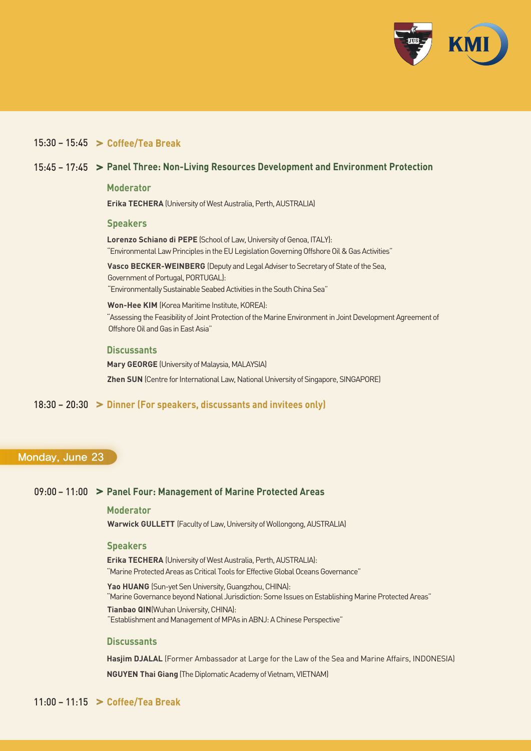15:30 – 15:45 **> Coffee/Tea Break**

15:45 – 17:45 **> Panel Three: Non-Living Resources Development and Environment Protection**

**Moderator**

**Erika TECHERA** (University of West Australia, Perth, AUSTRALIA)

**Speakers**

**Lorenzo Schiano di PEPE** (School of Law, University of Genoa, ITALY):
"Environmental Law Principles in the EU Legislation Governing Offshore Oil & Gas Activities"

**Vasco BECKER-WEINBERG** (Deputy and Legal Adviser to Secretary of State of the Sea, Government of Portugal, PORTUGAL):
"Environmentally Sustainable Seabed Activities in the South China Sea"

**Won-Hee KIM** (Korea Maritime Institute, KOREA):
"Assessing the Feasibility of Joint Protection of the Marine Environment in Joint Development Agreement of Offshore Oil and Gas in East Asia"

**Discussants**

**Mary GEORGE** (University of Malaya, MALAYSIA)

**Zhen SUN** (Centre for International Law, National University of Singapore, SINGAPORE)

18:30 – 20:30 **> Dinner (For speakers, discussants and invitees only)**

## Monday, June 23

09:00 – 11:00 **> Panel Four: Management of Marine Protected Areas**

**Moderator**

**Warwick GULLETT** (Faculty of Law, University of Wollongong, AUSTRALIA)

**Speakers**

**Erika TECHERA** (University of West Australia, Perth, AUSTRALIA):
"Marine Protected Areas as Critical Tools for Effective Global Oceans Governance"

**Yao HUANG** (Sun-yet Sen University, Guangzhou, CHINA):
"Marine Governance beyond National Jurisdiction: Some Issues on Establishing Marine Protected Areas"

**Tianbao QIN**(Wuhan University, CHINA):
"Establishment and Management of MPAs in ABNJ: A Chinese Perspective"

**Discussants**

**Hasjim DJALAL** (Former Ambassador at Large for the Law of the Sea and Marine Affairs, INDONESIA)

**NGUYEN Thai Giang** (The Diplomatic Academy of Vietnam, VIETNAM)

11:00 – 11:15 **> Coffee/Tea Break**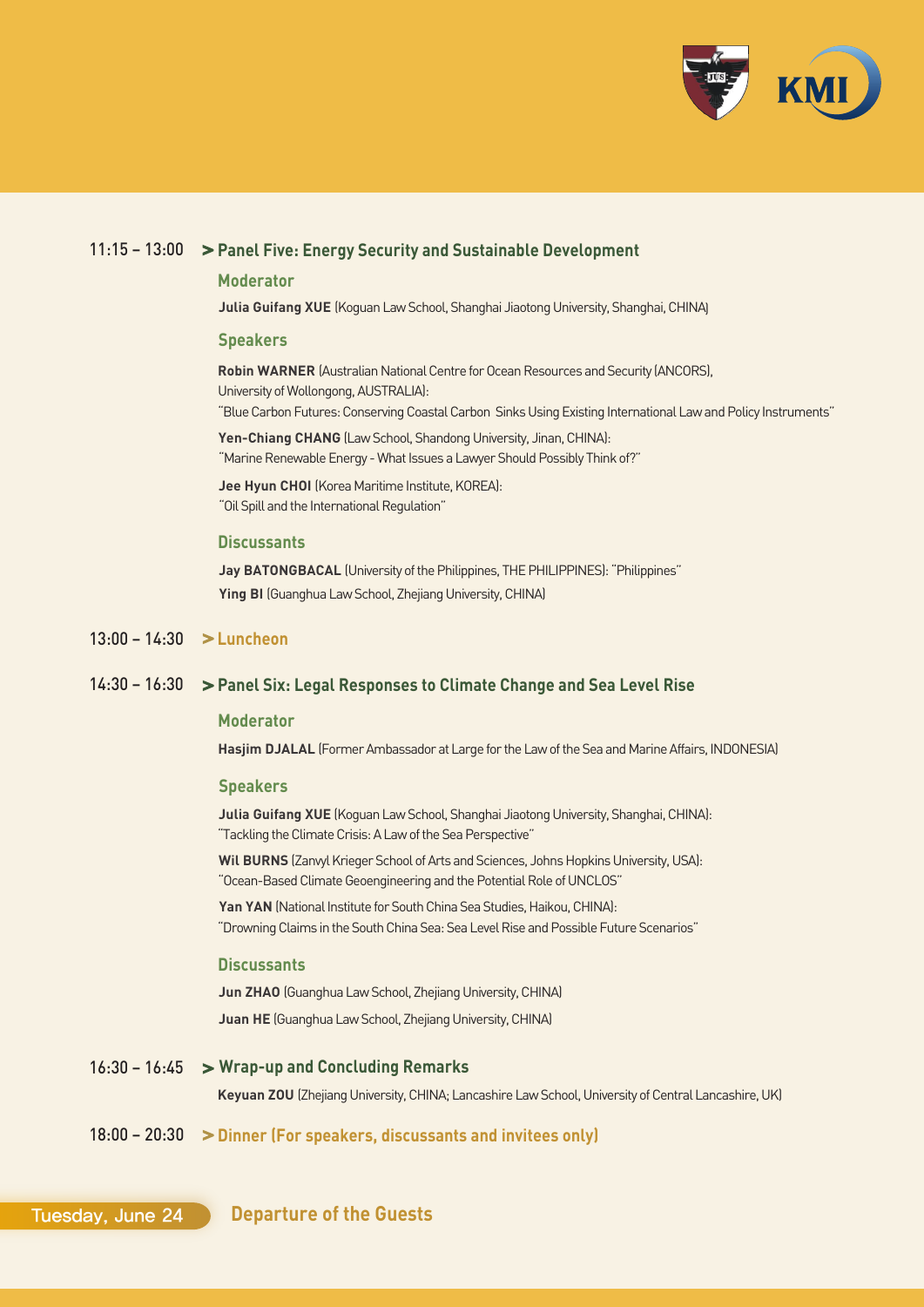## 11:15 – 13:00 > Panel Five: Energy Security and Sustainable Development

### Moderator

**Julia Guifang XUE** (Koguan Law School, Shanghai Jiaotong University, Shanghai, CHINA)

### Speakers

**Robin WARNER** (Australian National Centre for Ocean Resources and Security (ANCORS), University of Wollongong, AUSTRALIA):
"Blue Carbon Futures: Conserving Coastal Carbon Sinks Using Existing International Law and Policy Instruments"

**Yen-Chiang CHANG** (Law School, Shandong University, Jinan, CHINA):
"Marine Renewable Energy - What Issues a Lawyer Should Possibly Think of?"

**Jee Hyun CHOI** (Korea Maritime Institute, KOREA):
"Oil Spill and the International Regulation"

### Discussants

**Jay BATONGBACAL** (University of the Philippines, THE PHILIPPINES): "Philippines"
**Ying BI** (Guanghua Law School, Zhejiang University, CHINA)

## 13:00 – 14:30 > Luncheon

## 14:30 – 16:30 > Panel Six: Legal Responses to Climate Change and Sea Level Rise

### Moderator

**Hasjim DJALAL** (Former Ambassador at Large for the Law of the Sea and Marine Affairs, INDONESIA)

### Speakers

**Julia Guifang XUE** (Koguan Law School, Shanghai Jiaotong University, Shanghai, CHINA):
"Tackling the Climate Crisis: A Law of the Sea Perspective"

**Wil BURNS** (Zanvyl Krieger School of Arts and Sciences, Johns Hopkins University, USA):
"Ocean-Based Climate Geoengineering and the Potential Role of UNCLOS"

**Yan YAN** (National Institute for South China Sea Studies, Haikou, CHINA):
"Drowning Claims in the South China Sea: Sea Level Rise and Possible Future Scenarios"

### Discussants

**Jun ZHAO** (Guanghua Law School, Zhejiang University, CHINA)
**Juan HE** (Guanghua Law School, Zhejiang University, CHINA)

## 16:30 – 16:45 > Wrap-up and Concluding Remarks

**Keyuan ZOU** (Zhejiang University, CHINA; Lancashire Law School, University of Central Lancashire, UK)

## 18:00 – 20:30 > Dinner (For speakers, discussants and invitees only)

## Tuesday, June 24 — Departure of the Guests